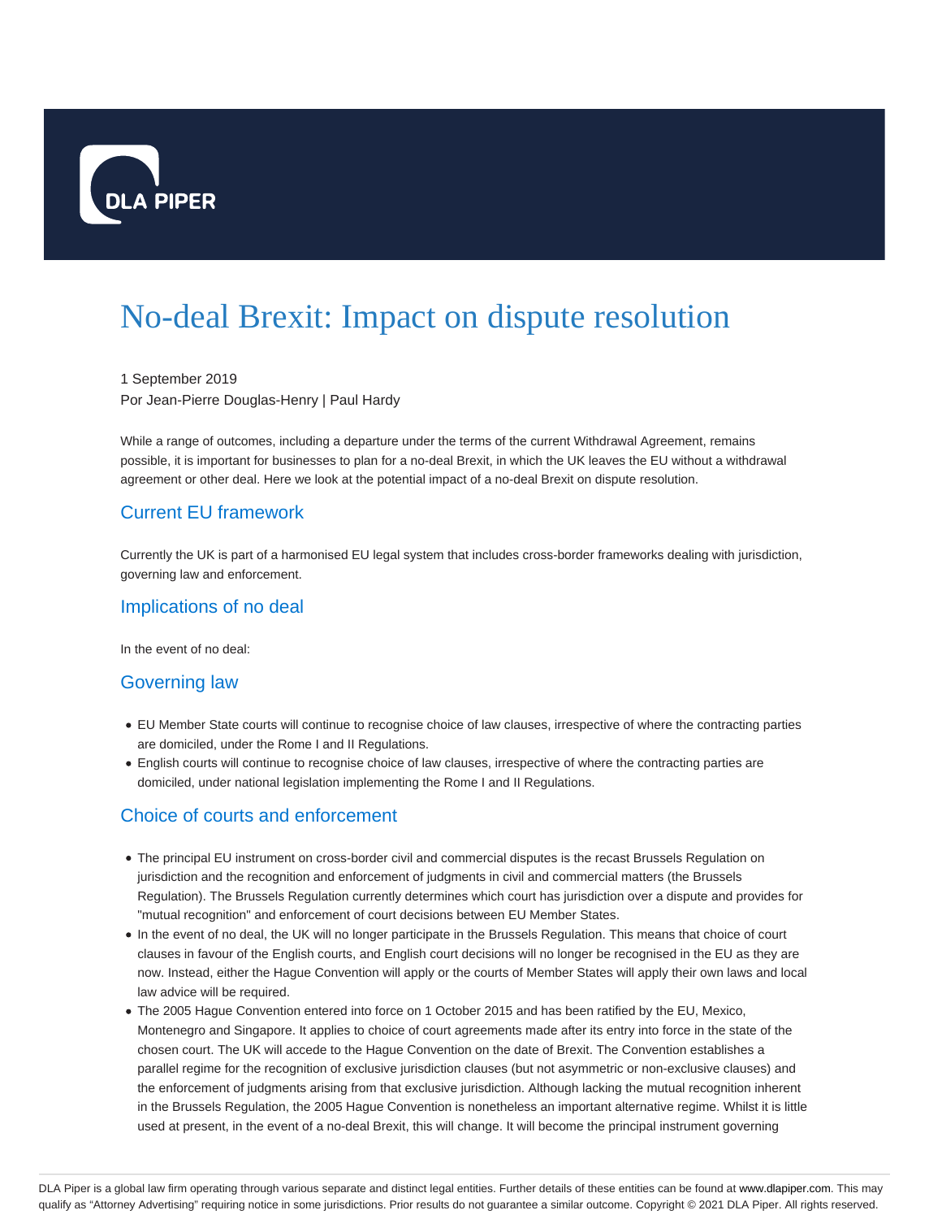# No-deal Brexit: Impact on dispute resolution

1 September 2019

Por Jean-Pierre Douglas-Henry | Paul Hardy

While a range of outcomes, including a departure under the terms of the current Withdrawal Agreement, remains possible, it is important for businesses to plan for a no-deal Brexit, in which the UK leaves the EU without a withdrawal agreement or other deal. Here we look at the potential impact of a no-deal Brexit on dispute resolution.

## Current EU framework

Currently the UK is part of a harmonised EU legal system that includes cross-border frameworks dealing with jurisdiction, governing law and enforcement.

## Implications of no deal

In the event of no deal:

## Governing law

- EU Member State courts will continue to recognise choice of law clauses, irrespective of where the contracting parties are domiciled, under the Rome I and II Regulations.
- English courts will continue to recognise choice of law clauses, irrespective of where the contracting parties are domiciled, under national legislation implementing the Rome I and II Regulations.

## Choice of courts and enforcement

- The principal EU instrument on cross-border civil and commercial disputes is the recast Brussels Regulation on jurisdiction and the recognition and enforcement of judgments in civil and commercial matters (the Brussels Regulation). The Brussels Regulation currently determines which court has jurisdiction over a dispute and provides for "mutual recognition" and enforcement of court decisions between EU Member States.
- In the event of no deal, the UK will no longer participate in the Brussels Regulation. This means that choice of court clauses in favour of the English courts, and English court decisions will no longer be recognised in the EU as they are now. Instead, either the Hague Convention will apply or the courts of Member States will apply their own laws and local law advice will be required.
- The 2005 Hague Convention entered into force on 1 October 2015 and has been ratified by the EU, Mexico, Montenegro and Singapore. It applies to choice of court agreements made after its entry into force in the state of the chosen court. The UK will accede to the Hague Convention on the date of Brexit. The Convention establishes a parallel regime for the recognition of exclusive jurisdiction clauses (but not asymmetric or non-exclusive clauses) and the enforcement of judgments arising from that exclusive jurisdiction. Although lacking the mutual recognition inherent in the Brussels Regulation, the 2005 Hague Convention is nonetheless an important alternative regime. Whilst it is little used at present, in the event of a no-deal Brexit, this will change. It will become the principal instrument governing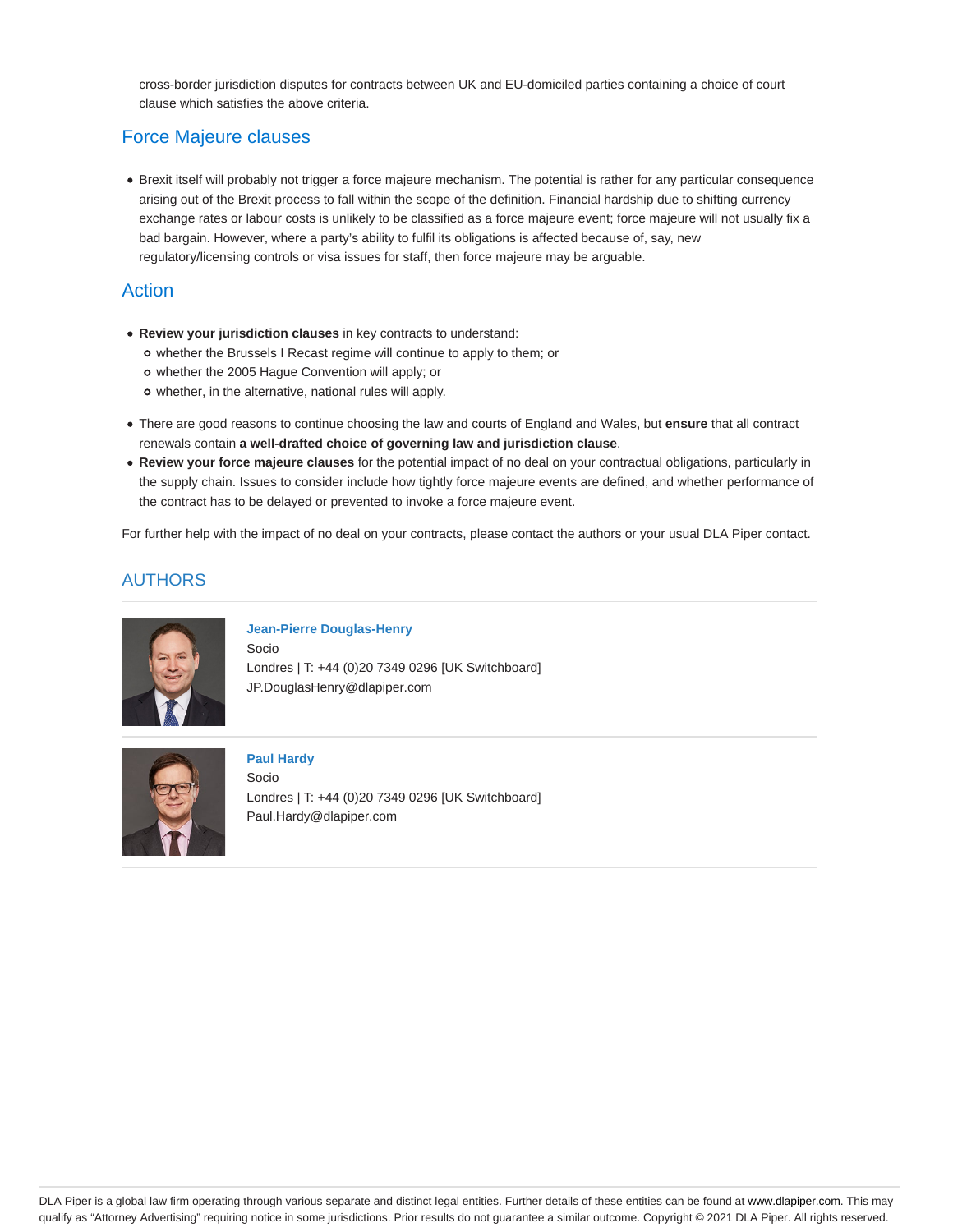cross-border jurisdiction disputes for contracts between UK and EU-domiciled parties containing a choice of court clause which satisfies the above criteria.

## Force Majeure clauses

- Brexit itself will probably not trigger a force majeure mechanism. The potential is rather for any particular consequence arising out of the Brexit process to fall within the scope of the definition. Financial hardship due to shifting currency exchange rates or labour costs is unlikely to be classified as a force majeure event; force majeure will not usually fix a bad bargain. However, where a party's ability to fulfil its obligations is affected because of, say, new regulatory/licensing controls or visa issues for staff, then force majeure may be arguable.

## Action

- **Review your jurisdiction clauses** in key contracts to understand:
  - whether the Brussels I Recast regime will continue to apply to them; or
  - whether the 2005 Hague Convention will apply; or
  - whether, in the alternative, national rules will apply.
- There are good reasons to continue choosing the law and courts of England and Wales, but **ensure** that all contract renewals contain **a well-drafted choice of governing law and jurisdiction clause**.
- **Review your force majeure clauses** for the potential impact of no deal on your contractual obligations, particularly in the supply chain. Issues to consider include how tightly force majeure events are defined, and whether performance of the contract has to be delayed or prevented to invoke a force majeure event.

For further help with the impact of no deal on your contracts, please contact the authors or your usual DLA Piper contact.

## AUTHORS

**Jean-Pierre Douglas-Henry**
Socio
Londres | T: +44 (0)20 7349 0296 [UK Switchboard]
JP.DouglasHenry@dlapiper.com

**Paul Hardy**
Socio
Londres | T: +44 (0)20 7349 0296 [UK Switchboard]
Paul.Hardy@dlapiper.com

DLA Piper is a global law firm operating through various separate and distinct legal entities. Further details of these entities can be found at www.dlapiper.com. This may qualify as "Attorney Advertising" requiring notice in some jurisdictions. Prior results do not guarantee a similar outcome. Copyright © 2021 DLA Piper. All rights reserved.